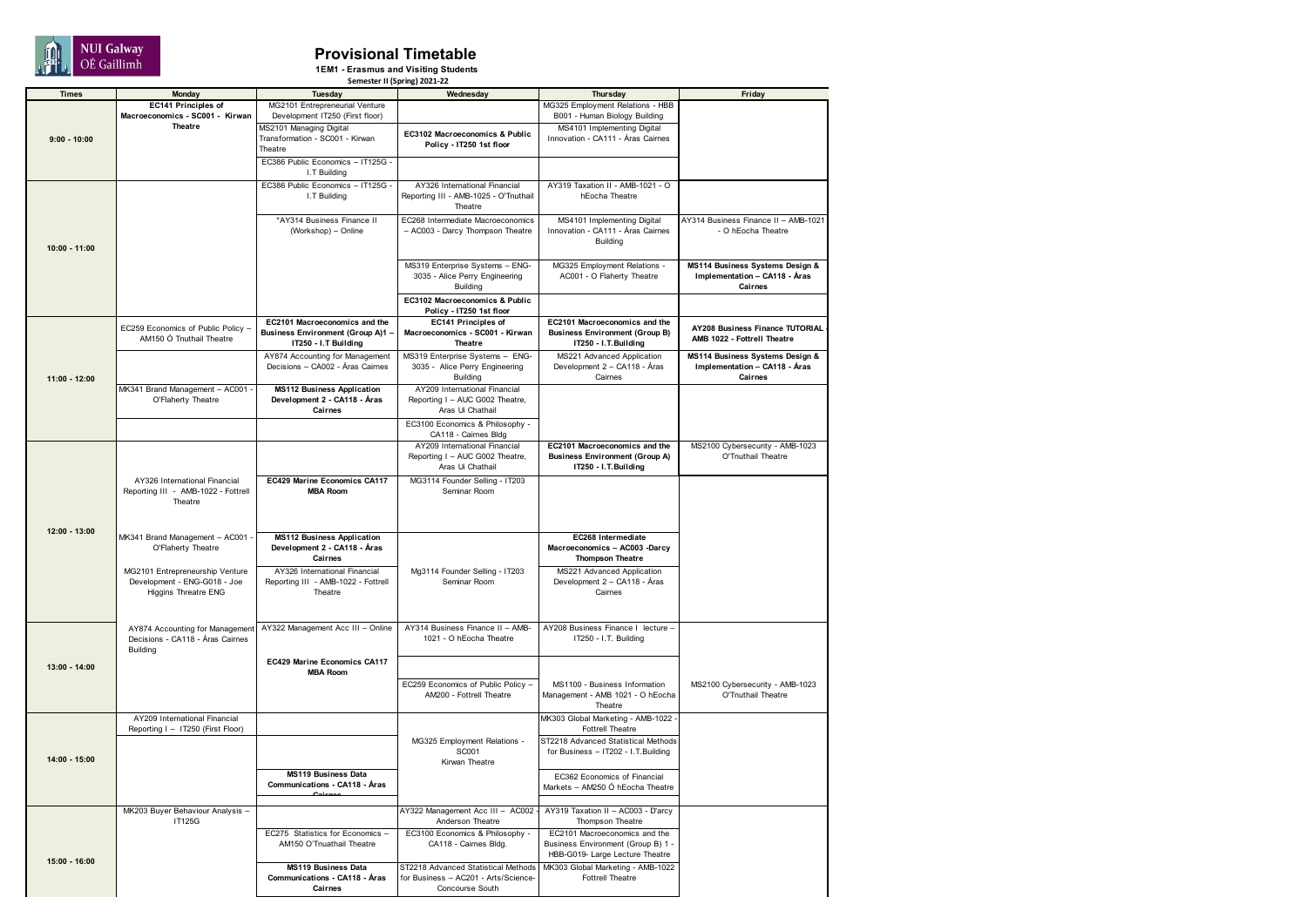NUI Galway OÉ Gaillimh

# Provisional Timetable

**1EM1 - Erasmus and Visiting Students**

**Semester II (Spring) 2021-22**

| Times | Monday | Tuesday | Wednesday | Thursday | Friday |
|---|---|---|---|---|---|
| 9:00 - 10:00 | **EC141 Principles of Macroeconomics - SC001 - Kirwan Theatre** | MG2101 Entrepreneurial Venture Development IT250 (First floor) | | MG325 Employment Relations - HBB B001 - Human Biology Building | |
| | | MS2101 Managing Digital Transformation - SC001 - Kirwan Theatre | **EC3102 Macroeconomics & Public Policy - IT250 1st floor** | MS4101 Implementing Digital Innovation - CA111 - Áras Cairnes | |
| | | EC386 Public Economics – IT125G - I.T Building | | | |
| 10:00 - 11:00 | | EC386 Public Economics – IT125G - I.T Building | AY326 International Financial Reporting III - AMB-1025 - O'Tnuthail Theatre | AY319 Taxation II - AMB-1021 - O hEocha Theatre | |
| | | *AY314 Business Finance II (Workshop) – Online | EC268 Intermediate Macroeconomics – AC003 - Darcy Thompson Theatre | MS4101 Implementing Digital Innovation - CA111 - Áras Cairnes Building | AY314 Business Finance II – AMB-1021 - O hEocha Theatre |
| | | | MS319 Enterprise Systems – ENG-3035 - Alice Perry Engineering Building | MG325 Employment Relations - AC001 - O Flaherty Theatre | **MS114 Business Systems Design & Implementation – CA118 - Áras Cairnes** |
| | | | **EC3102 Macroeconomics & Public Policy - IT250 1st floor** | | |
| 11:00 - 12:00 | EC259 Economics of Public Policy – AM150 Ó Tnuthail Theatre | **EC2101 Macroeconomics and the Business Environment (Group A)1 – IT250 - I.T Building** | **EC141 Principles of Macroeconomics - SC001 - Kirwan Theatre** | **EC2101 Macroeconomics and the Business Environment (Group B) IT250 - I.T.Building** | **AY208 Business Finance TUTORIAL - AMB 1022 - Fottrell Theatre** |
| | | AY874 Accounting for Management Decisions – CA002 - Áras Cairnes | MS319 Enterprise Systems – ENG-3035 - Alice Perry Engineering Building | MS221 Advanced Application Development 2 – CA118 - Áras Cairnes | **MS114 Business Systems Design & Implementation – CA118 - Áras Cairnes** |
| | MK341 Brand Management – AC001 - O'Flaherty Theatre | **MS112 Business Application Development 2 - CA118 - Áras Cairnes** | AY209 International Financial Reporting I – AUC G002 Theatre, Aras Ui Chathail | | |
| | | | EC3100 Economics & Philosophy - CA118 - Cairnes Bldg | | |
| 12:00 - 13:00 | | | AY209 International Financial Reporting I – AUC G002 Theatre, Aras Ui Chathail | **EC2101 Macroeconomics and the Business Environment (Group A) IT250 - I.T.Building** | MS2100 Cybersecurity - AMB-1023 O'Tnuthail Theatre |
| | AY326 International Financial Reporting III - AMB-1022 - Fottrell Theatre | **EC429 Marine Economics CA117 MBA Room** | MG3114 Founder Selling - IT203 Seminar Room | | |
| | MK341 Brand Management – AC001 - O'Flaherty Theatre | **MS112 Business Application Development 2 - CA118 - Áras Cairnes** | | **EC268 Intermediate Macroeconomics – AC003 -Darcy Thompson Theatre** | |
| | MG2101 Entrepreneurship Venture Development - ENG-G018 - Joe Higgins Threatre ENG | AY326 International Financial Reporting III - AMB-1022 - Fottrell Theatre | Mg3114 Founder Selling - IT203 Seminar Room | MS221 Advanced Application Development 2 – CA118 - Áras Cairnes | |
| 13:00 - 14:00 | AY874 Accounting for Management Decisions - CA118 - Áras Cairnes Building | AY322 Management Acc III – Online | AY314 Business Finance II – AMB-1021 - O hEocha Theatre | AY208 Business Finance I lecture – IT250 - I.T. Building | |
| | | **EC429 Marine Economics CA117 MBA Room** | | | |
| | | | EC259 Economics of Public Policy – AM200 - Fottrell Theatre | MS1100 - Business Information Management - AMB 1021 - O hEocha Theatre | MS2100 Cybersecurity - AMB-1023 O'Tnuthail Theatre |
| 14:00 - 15:00 | AY209 International Financial Reporting I – IT250 (First Floor) | | | MK303 Global Marketing - AMB-1022 - Fottrell Theatre | |
| | | | MG325 Employment Relations - SC001 Kirwan Theatre | ST2218 Advanced Statistical Methods for Business – IT202 - I.T.Building | |
| | | **MS119 Business Data Communications - CA118 - Áras Cairnes** | | EC362 Economics of Financial Markets – AM250 Ó hEocha Theatre | |
| 15:00 - 16:00 | MK203 Buyer Behaviour Analysis – IT125G | | AY322 Management Acc III – AC002 - Anderson Theatre | AY319 Taxation II – AC003 - D'arcy Thompson Theatre | |
| | | EC275 Statistics for Economics – AM150 O'Tnuathail Theatre | EC3100 Economics & Philosophy - CA118 - Cairnes Bldg. | EC2101 Macroeconomics and the Business Environment (Group B) 1 - HBB-G019- Large Lecture Theatre | |
| | | **MS119 Business Data Communications - CA118 - Áras Cairnes** | ST2218 Advanced Statistical Methods for Business – AC201 - Arts/Science-Concourse South | MK303 Global Marketing - AMB-1022 Fottrell Theatre | |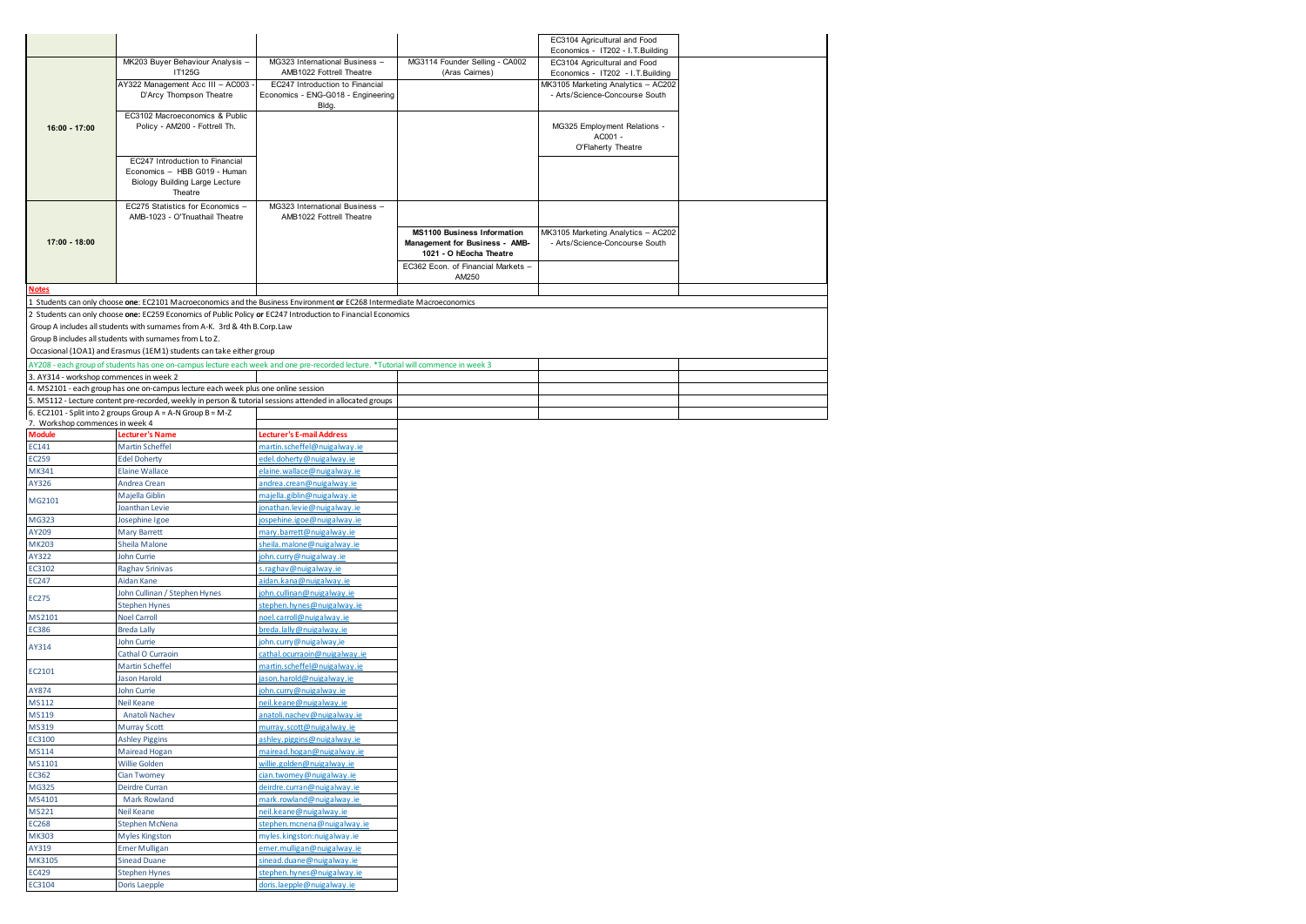| | | | | | |
|---|---|---|---|---|---|
| | | | | EC3104 Agricultural and Food Economics - IT202 - I.T.Building | |
| 16:00 - 17:00 | MK203 Buyer Behaviour Analysis – IT125G | MG323 International Business – AMB1022 Fottrell Theatre | MG3114 Founder Selling - CA002 (Aras Cairnes) | EC3104 Agricultural and Food Economics - IT202 - I.T.Building | |
| | AY322 Management Acc III – AC003 - D'Arcy Thompson Theatre | EC247 Introduction to Financial Economics - ENG-G018 - Engineering Bldg. | | MK3105 Marketing Analytics – AC202 - Arts/Science-Concourse South | |
| | EC3102 Macroeconomics & Public Policy - AM200 - Fottrell Th. | | | MG325 Employment Relations - AC001 - O'Flaherty Theatre | |
| | EC247 Introduction to Financial Economics – HBB G019 - Human Biology Building Large Lecture Theatre | | | | |
| 17:00 - 18:00 | EC275 Statistics for Economics – AMB-1023 - O'Tnuathail Theatre | MG323 International Business – AMB1022 Fottrell Theatre | | | |
| | | | **MS1100 Business Information Management for Business - AMB-1021 - O hEocha Theatre** | MK3105 Marketing Analytics – AC202 - Arts/Science-Concourse South | |
| | | | EC362 Econ. of Financial Markets – AM250 | | |

**Notes**

1 Students can only choose **one**: EC2101 Macroeconomics and the Business Environment **or** EC268 Intermediate Macroeconomics

2 Students can only choose **one:** EC259 Economics of Public Policy **or** EC247 Introduction to Financial Economics

Group A includes all students with surnames from A-K. 3rd & 4th B.Corp.Law

Group B includes all students with surnames from L to Z.

Occasional (1OA1) and Erasmus (1EM1) students can take either group

AY208 - each group of students has one on-campus lecture each week and one pre-recorded lecture. *Tutorial will commence in week 3

3. AY314 - workshop commences in week 2

4. MS2101 - each group has one on-campus lecture each week plus one online session

5. MS112 - Lecture content pre-recorded, weekly in person & tutorial sessions attended in allocated groups

6. EC2101 - Split into 2 groups Group A = A-N Group B = M-Z

7. Workshop commences in week 4

| Module | Lecturer's Name | Lecturer's E-mail Address |
|---|---|---|
| EC141 | Martin Scheffel | martin.scheffel@nuigalway.ie |
| EC259 | Edel Doherty | edel.doherty@nuigalway.ie |
| MK341 | Elaine Wallace | elaine.wallace@nuigalway.ie |
| AY326 | Andrea Crean | andrea.crean@nuigalway.ie |
| MG2101 | Majella Giblin | majella.giblin@nuigalway.ie |
| | Joanthan Levie | jonathan.levie@nuigalway.ie |
| MG323 | Josephine Igoe | jospephine.igoe@nuigalway.ie |
| AY209 | Mary Barrett | mary.barrett@nuigalway.ie |
| MK203 | Sheila Malone | sheila.malone@nuigalway.ie |
| AY322 | John Currie | john.curry@nuigalway.ie |
| EC3102 | Raghav Srinivas | s.raghav@nuigalway.ie |
| EC247 | Aidan Kane | aidan.kana@nuigalway.ie |
| EC275 | John Cullinan / Stephen Hynes | john.cullinan@nuigalway.ie |
| | Stephen Hynes | stephen.hynes@nuigalway.ie |
| MS2101 | Noel Carroll | noel.carroll@nuigalway.ie |
| EC386 | Breda Lally | breda.lally@nuigalway.ie |
| AY314 | John Currie | john.curry@nuigalway,ie |
| | Cathal O Curraoin | cathal.ocurraoin@nuigalway.ie |
| EC2101 | Martin Scheffel | martin.scheffel@nuigalway.ie |
| | Jason Harold | jason.harold@nuigalway.ie |
| AY874 | John Currie | john.curry@nuigalway.ie |
| MS112 | Neil Keane | neil.keane@nuigalway.ie |
| MS119 | Anatoli Nachev | anatoli.nachev@nuigalway.ie |
| MS319 | Murray Scott | murray.scott@nuigalway.ie |
| EC3100 | Ashley Piggins | ashley.piggins@nuigalway.ie |
| MS114 | Mairead Hogan | mairead.hogan@nuigalway.ie |
| MS1101 | Willie Golden | willie.golden@nuigalway.ie |
| EC362 | Cian Twomey | cian.twomey@nuigalway.ie |
| MG325 | Deirdre Curran | deirdre.curran@nuigalway.ie |
| MS4101 | Mark Rowland | mark.rowland@nuigalway.ie |
| MS221 | Neil Keane | neil.keane@nuigalway.ie |
| EC268 | Stephen McNena | stephen.mcnena@nuigalway.ie |
| MK303 | Myles Kingston | myles.kingston:nuigalway.ie |
| AY319 | Emer Mulligan | emer.mulligan@nuigalway.ie |
| MK3105 | Sinead Duane | sinead.duane@nuigalway.ie |
| EC429 | Stephen Hynes | stephen.hynes@nuigalway.ie |
| EC3104 | Doris Laepple | doris.laepple@nuigalway.ie |